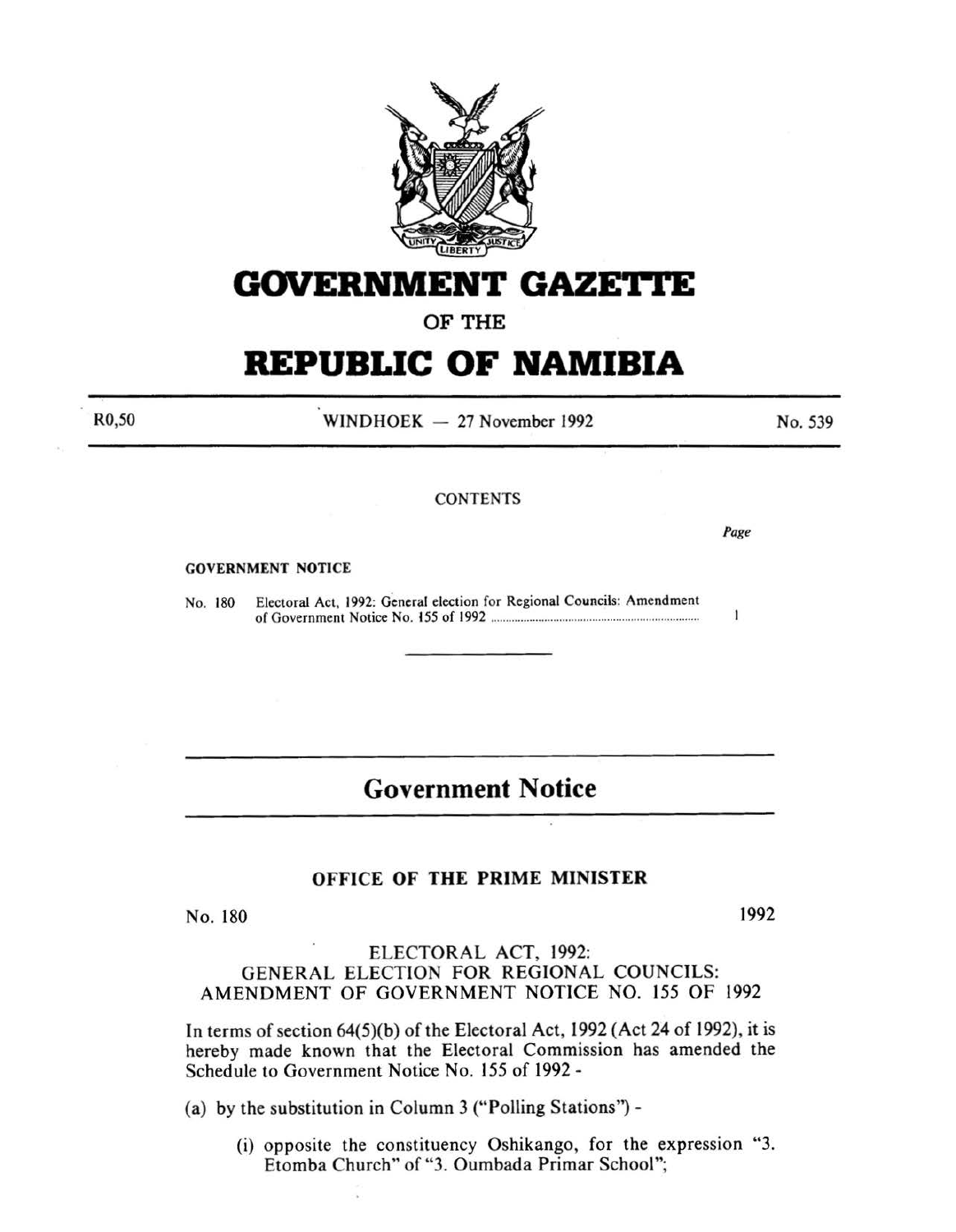# GOVERNMENT GAZETTE

## OF THE

# REPUBLIC OF NAMIBIA

R0,50 | WINDHOEK — 27 November 1992 | No. 539

CONTENTS

*Page*

GOVERNMENT NOTICE

No. 180 Electoral Act, 1992: General election for Regional Councils: Amendment of Government Notice No. 155 of 1992 .................. 1

---

## Government Notice

### OFFICE OF THE PRIME MINISTER

No. 180 1992

ELECTORAL ACT, 1992:
GENERAL ELECTION FOR REGIONAL COUNCILS:
AMENDMENT OF GOVERNMENT NOTICE NO. 155 OF 1992

In terms of section 64(5)(b) of the Electoral Act, 1992 (Act 24 of 1992), it is hereby made known that the Electoral Commission has amended the Schedule to Government Notice No. 155 of 1992 -

(a) by the substitution in Column 3 ("Polling Stations") -

(i) opposite the constituency Oshikango, for the expression "3. Etomba Church" of "3. Oumbada Primar School";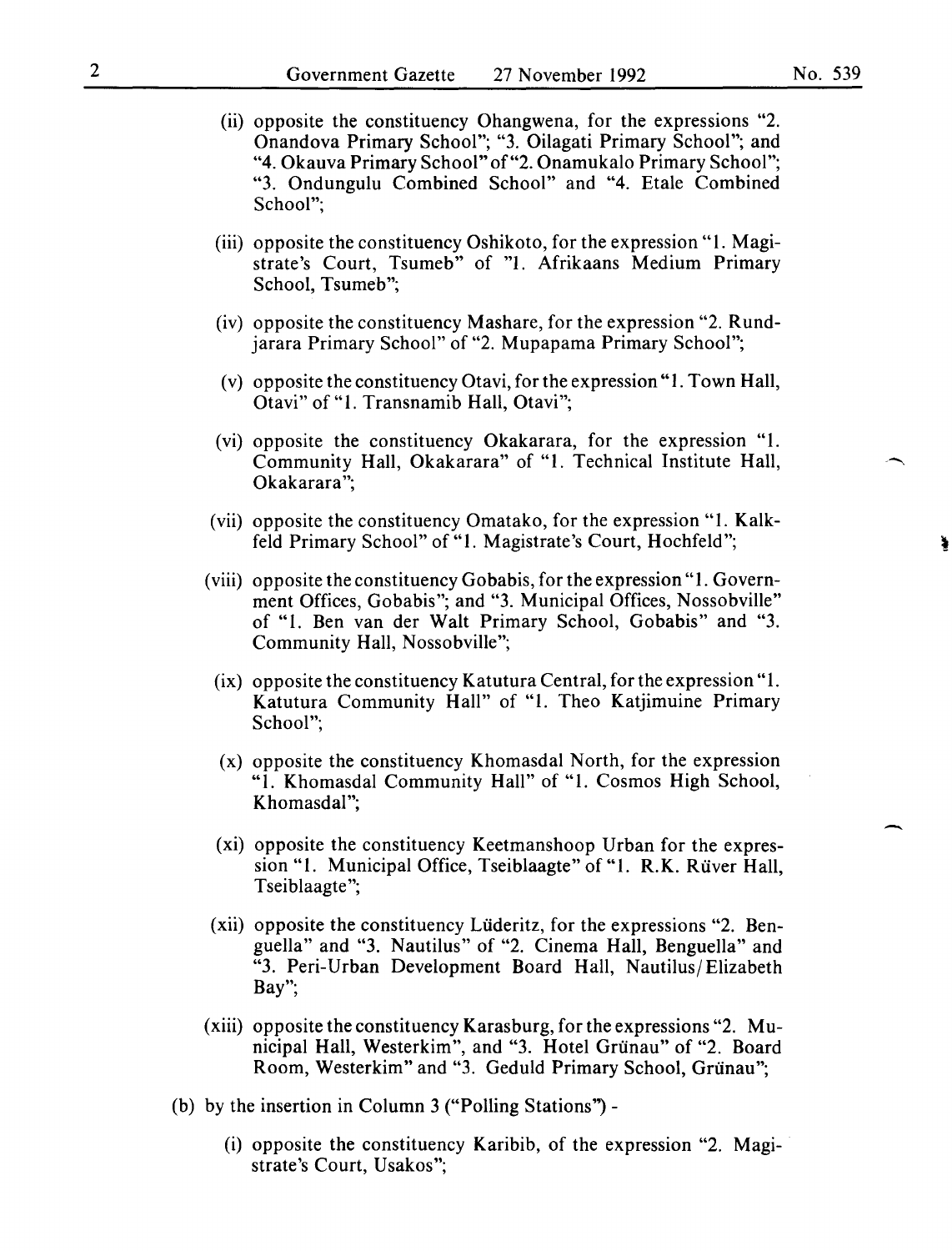(ii) opposite the constituency Ohangwena, for the expressions "2. Onandova Primary School"; "3. Oilagati Primary School"; and "4. Okauva Primary School" of "2. Onamukalo Primary School"; "3. Ondungulu Combined School" and "4. Etale Combined School";

(iii) opposite the constituency Oshikoto, for the expression "1. Magistrate's Court, Tsumeb" of "1. Afrikaans Medium Primary School, Tsumeb";

(iv) opposite the constituency Mashare, for the expression "2. Rundjarara Primary School" of "2. Mupapama Primary School";

(v) opposite the constituency Otavi, for the expression "1. Town Hall, Otavi" of "1. Transnamib Hall, Otavi";

(vi) opposite the constituency Okakarara, for the expression "1. Community Hall, Okakarara" of "1. Technical Institute Hall, Okakarara";

(vii) opposite the constituency Omatako, for the expression "1. Kalkfeld Primary School" of "1. Magistrate's Court, Hochfeld";

(viii) opposite the constituency Gobabis, for the expression "1. Government Offices, Gobabis"; and "3. Municipal Offices, Nossobville" of "1. Ben van der Walt Primary School, Gobabis" and "3. Community Hall, Nossobville";

(ix) opposite the constituency Katutura Central, for the expression "1. Katutura Community Hall" of "1. Theo Katjimuine Primary School";

(x) opposite the constituency Khomasdal North, for the expression "1. Khomasdal Community Hall" of "1. Cosmos High School, Khomasdal";

(xi) opposite the constituency Keetmanshoop Urban for the expression "1. Municipal Office, Tseiblaagte" of "1. R.K. Rüver Hall, Tseiblaagte";

(xii) opposite the constituency Lüderitz, for the expressions "2. Benguella" and "3. Nautilus" of "2. Cinema Hall, Benguella" and "3. Peri-Urban Development Board Hall, Nautilus/Elizabeth Bay";

(xiii) opposite the constituency Karasburg, for the expressions "2. Municipal Hall, Westerkim", and "3. Hotel Grünau" of "2. Board Room, Westerkim" and "3. Geduld Primary School, Grünau";

(b) by the insertion in Column 3 ("Polling Stations") -

(i) opposite the constituency Karibib, of the expression "2. Magistrate's Court, Usakos";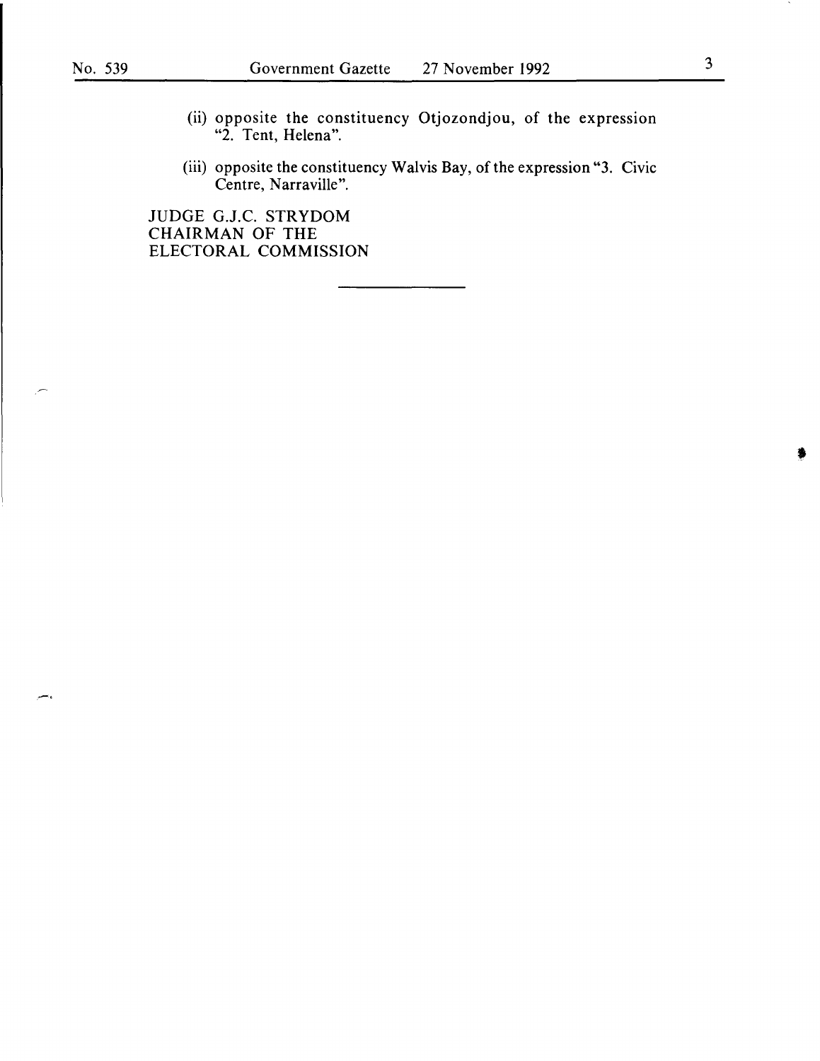(ii) opposite the constituency Otjozondjou, of the expression "2. Tent, Helena".

(iii) opposite the constituency Walvis Bay, of the expression "3. Civic Centre, Narraville".

JUDGE G.J.C. STRYDOM
CHAIRMAN OF THE
ELECTORAL COMMISSION